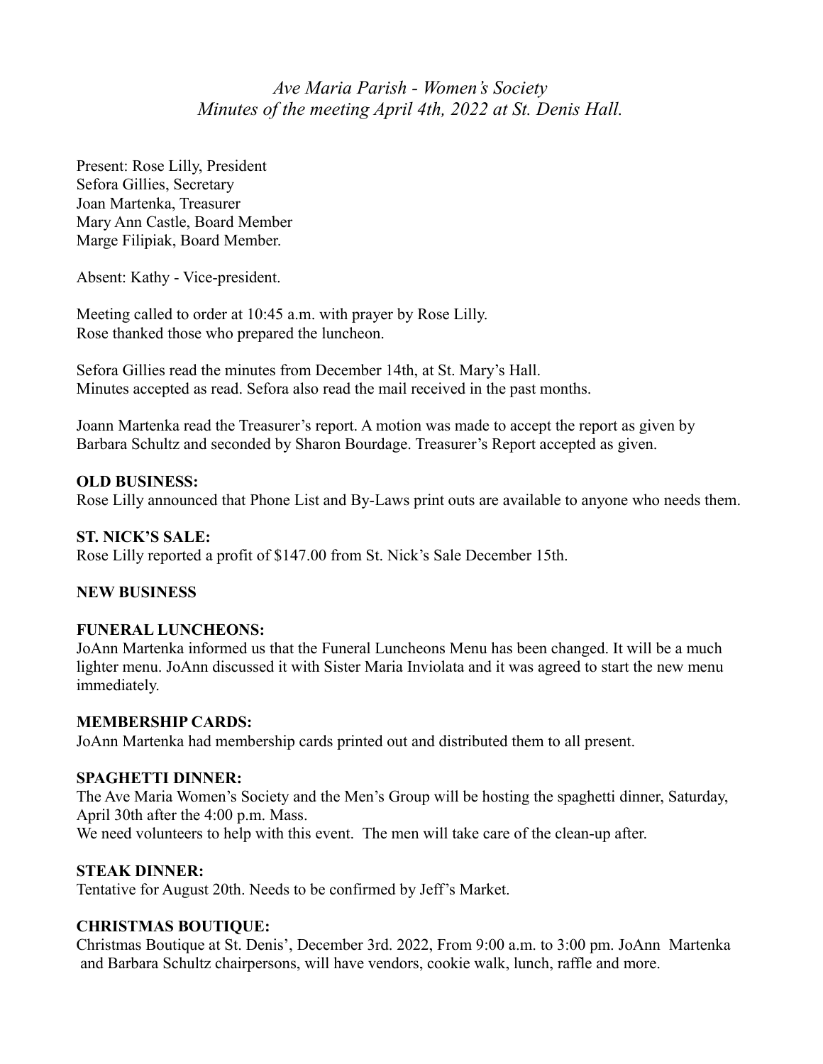*Ave Maria Parish - Women's Society*
*Minutes of the meeting April 4th, 2022 at St. Denis Hall.*

Present: Rose Lilly, President
Sefora Gillies, Secretary
Joan Martenka, Treasurer
Mary Ann Castle, Board Member
Marge Filipiak, Board Member.

Absent: Kathy - Vice-president.

Meeting called to order at 10:45 a.m. with prayer by Rose Lilly.
Rose thanked those who prepared the luncheon.

Sefora Gillies read the minutes from December 14th, at St. Mary's Hall.
Minutes accepted as read. Sefora also read the mail received in the past months.

Joann Martenka read the Treasurer's report. A motion was made to accept the report as given by Barbara Schultz and seconded by Sharon Bourdage. Treasurer's Report accepted as given.

**OLD BUSINESS:**
Rose Lilly announced that Phone List and By-Laws print outs are available to anyone who needs them.

**ST. NICK'S SALE:**
Rose Lilly reported a profit of $147.00 from St. Nick's Sale December 15th.

**NEW BUSINESS**

**FUNERAL LUNCHEONS:**
JoAnn Martenka informed us that the Funeral Luncheons Menu has been changed. It will be a much lighter menu. JoAnn discussed it with Sister Maria Inviolata and it was agreed to start the new menu immediately.

**MEMBERSHIP CARDS:**
JoAnn Martenka had membership cards printed out and distributed them to all present.

**SPAGHETTI DINNER:**
The Ave Maria Women's Society and the Men's Group will be hosting the spaghetti dinner, Saturday, April 30th after the 4:00 p.m. Mass.
We need volunteers to help with this event. The men will take care of the clean-up after.

**STEAK DINNER:**
Tentative for August 20th. Needs to be confirmed by Jeff's Market.

**CHRISTMAS BOUTIQUE:**
Christmas Boutique at St. Denis', December 3rd. 2022, From 9:00 a.m. to 3:00 pm. JoAnn Martenka and Barbara Schultz chairpersons, will have vendors, cookie walk, lunch, raffle and more.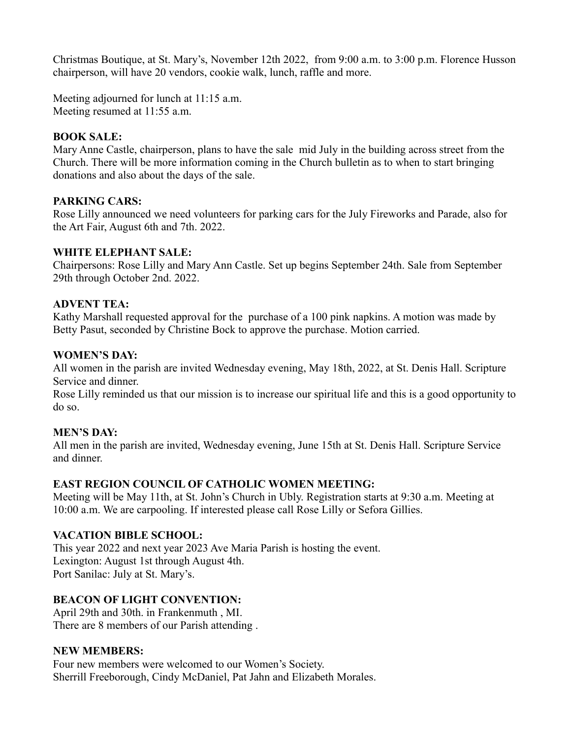Christmas Boutique, at St. Mary's, November 12th 2022, from 9:00 a.m. to 3:00 p.m. Florence Husson chairperson, will have 20 vendors, cookie walk, lunch, raffle and more.

Meeting adjourned for lunch at 11:15 a.m.
Meeting resumed at 11:55 a.m.

**BOOK SALE:**
Mary Anne Castle, chairperson, plans to have the sale mid July in the building across street from the Church. There will be more information coming in the Church bulletin as to when to start bringing donations and also about the days of the sale.

**PARKING CARS:**
Rose Lilly announced we need volunteers for parking cars for the July Fireworks and Parade, also for the Art Fair, August 6th and 7th. 2022.

**WHITE ELEPHANT SALE:**
Chairpersons: Rose Lilly and Mary Ann Castle. Set up begins September 24th. Sale from September 29th through October 2nd. 2022.

**ADVENT TEA:**
Kathy Marshall requested approval for the purchase of a 100 pink napkins. A motion was made by Betty Pasut, seconded by Christine Bock to approve the purchase. Motion carried.

**WOMEN'S DAY:**
All women in the parish are invited Wednesday evening, May 18th, 2022, at St. Denis Hall. Scripture Service and dinner.
Rose Lilly reminded us that our mission is to increase our spiritual life and this is a good opportunity to do so.

**MEN'S DAY:**
All men in the parish are invited, Wednesday evening, June 15th at St. Denis Hall. Scripture Service and dinner.

**EAST REGION COUNCIL OF CATHOLIC WOMEN MEETING:**
Meeting will be May 11th, at St. John's Church in Ubly. Registration starts at 9:30 a.m. Meeting at 10:00 a.m. We are carpooling. If interested please call Rose Lilly or Sefora Gillies.

**VACATION BIBLE SCHOOL:**
This year 2022 and next year 2023 Ave Maria Parish is hosting the event.
Lexington: August 1st through August 4th.
Port Sanilac: July at St. Mary's.

**BEACON OF LIGHT CONVENTION:**
April 29th and 30th. in Frankenmuth , MI.
There are 8 members of our Parish attending .

**NEW MEMBERS:**
Four new members were welcomed to our Women's Society.
Sherrill Freeborough, Cindy McDaniel, Pat Jahn and Elizabeth Morales.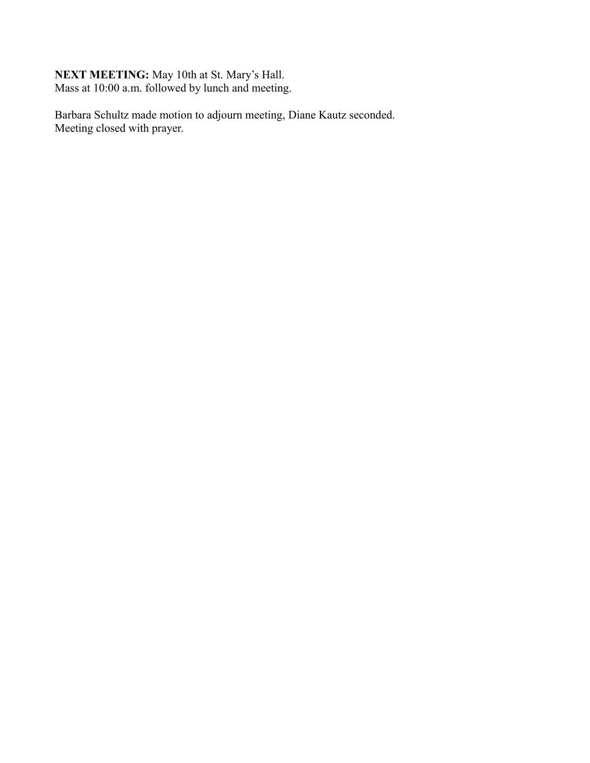**NEXT MEETING:** May 10th at St. Mary's Hall.
Mass at 10:00 a.m. followed by lunch and meeting.

Barbara Schultz made motion to adjourn meeting, Diane Kautz seconded.
Meeting closed with prayer.